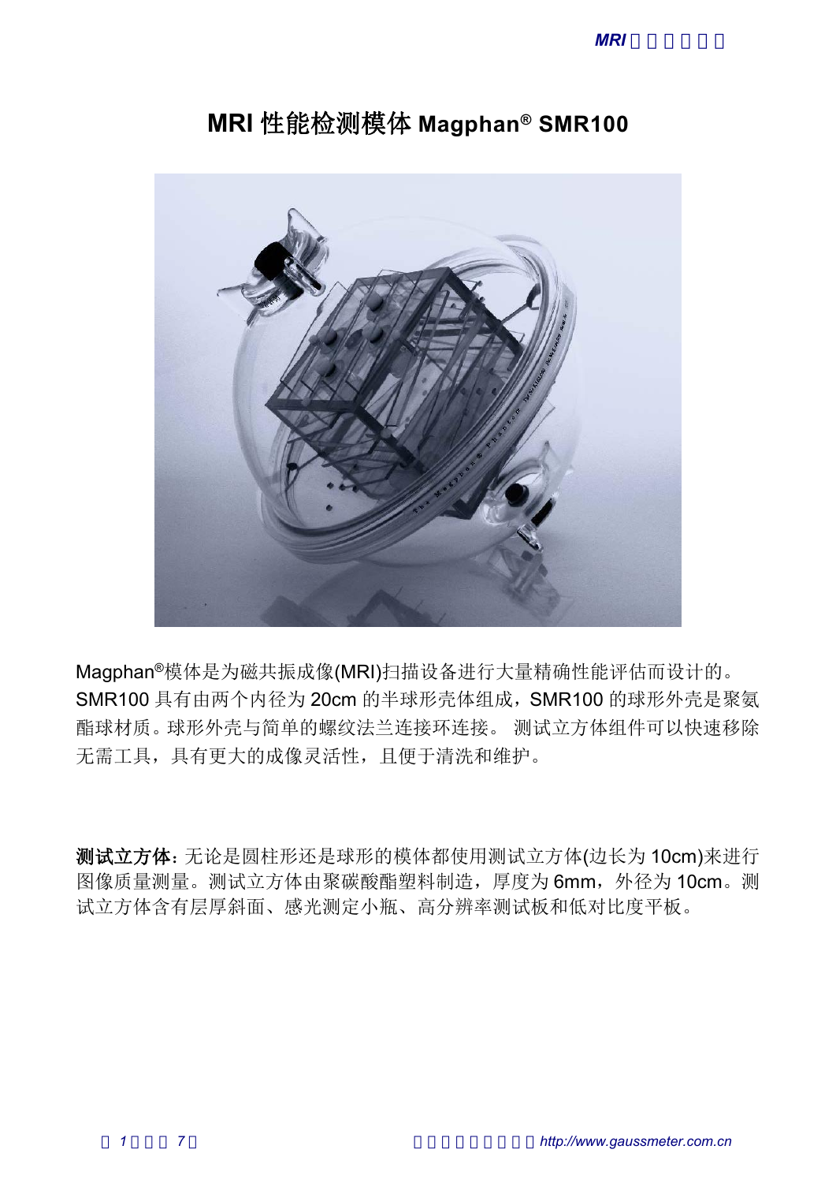# MRI 性能检测模体 Magphan® SMR100

Magphan®模体是为磁共振成像(MRI)扫描设备进行大量精确性能评估而设计的。SMR100 具有由两个内径为 20cm 的半球形壳体组成，SMR100 的球形外壳是聚氨酯球材质。球形外壳与简单的螺纹法兰连接环连接。 测试立方体组件可以快速移除无需工具，具有更大的成像灵活性，且便于清洗和维护。

**测试立方体：**无论是圆柱形还是球形的模体都使用测试立方体(边长为 10cm)来进行图像质量测量。测试立方体由聚碳酸酯塑料制造，厚度为 6mm，外径为 10cm。测试立方体含有层厚斜面、感光测定小瓶、高分辨率测试板和低对比度平板。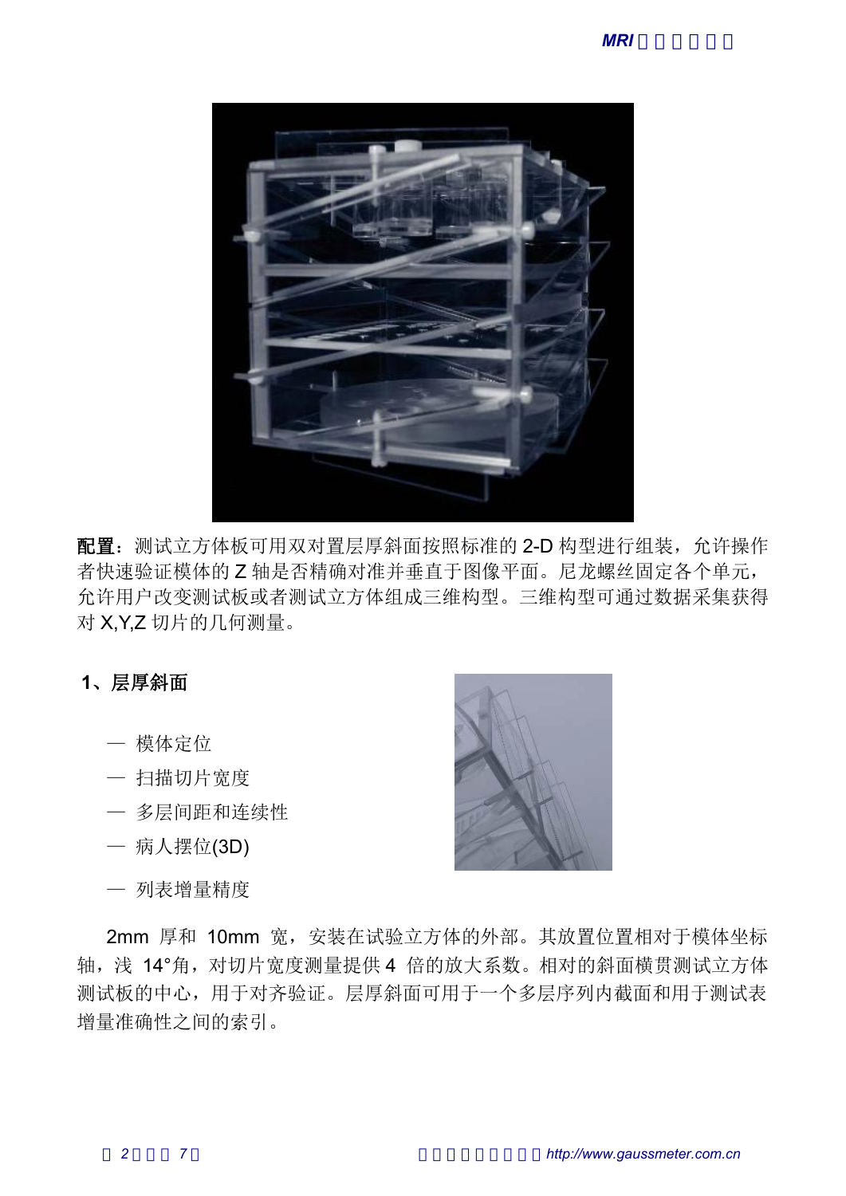**配置**：测试立方体板可用双对置层厚斜面按照标准的 2-D 构型进行组装，允许操作者快速验证模体的 Z 轴是否精确对准并垂直于图像平面。尼龙螺丝固定各个单元，允许用户改变测试板或者测试立方体组成三维构型。三维构型可通过数据采集获得对 X,Y,Z 切片的几何测量。

## 1、层厚斜面

— 模体定位

— 扫描切片宽度

— 多层间距和连续性

— 病人摆位(3D)

— 列表增量精度

2mm 厚和 10mm 宽，安装在试验立方体的外部。其放置位置相对于模体坐标轴，浅 14°角，对切片宽度测量提供 4 倍的放大系数。相对的斜面横贯测试立方体测试板的中心，用于对齐验证。层厚斜面可用于一个多层序列内截面和用于测试表增量准确性之间的索引。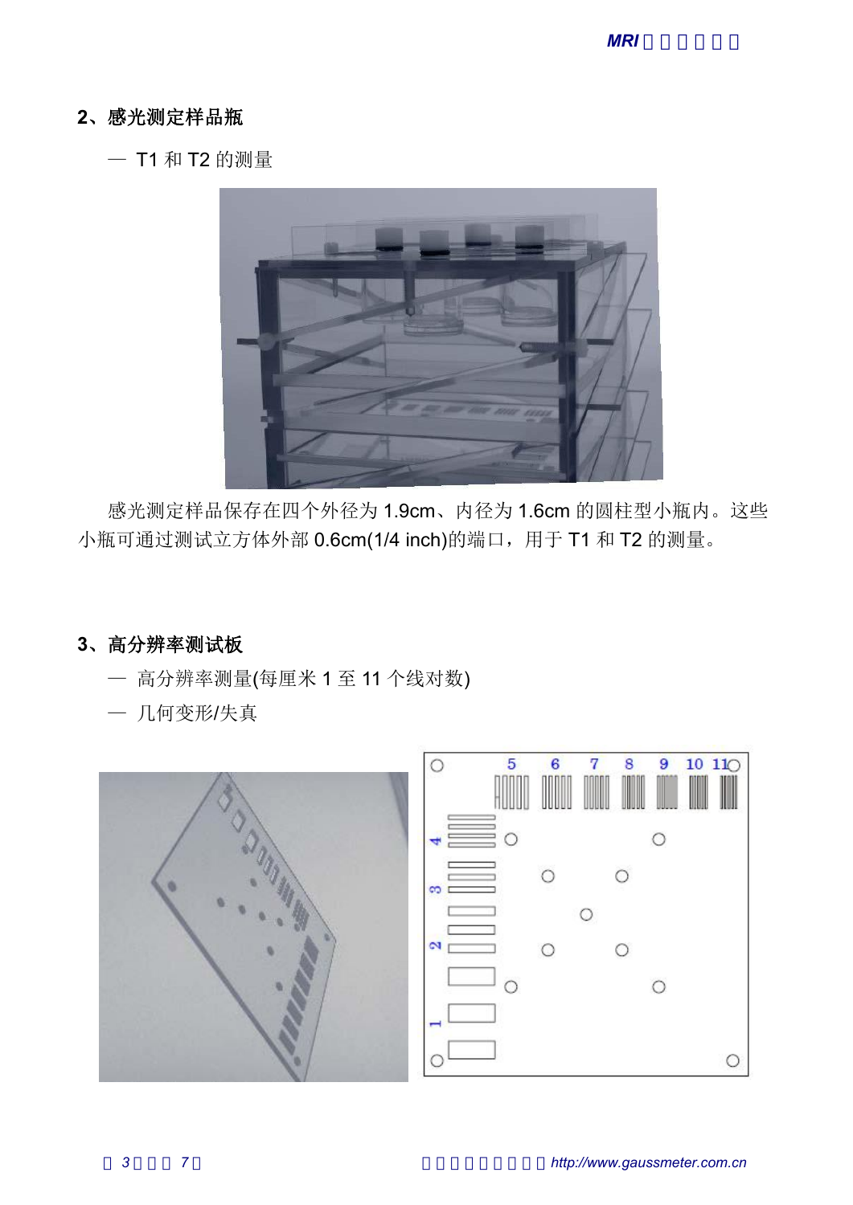## 2、感光测定样品瓶

— T1 和 T2 的测量

感光测定样品保存在四个外径为 1.9cm、内径为 1.6cm 的圆柱型小瓶内。这些小瓶可通过测试立方体外部 0.6cm(1/4 inch)的端口，用于 T1 和 T2 的测量。

## 3、高分辨率测试板

— 高分辨率测量(每厘米 1 至 11 个线对数)

— 几何变形/失真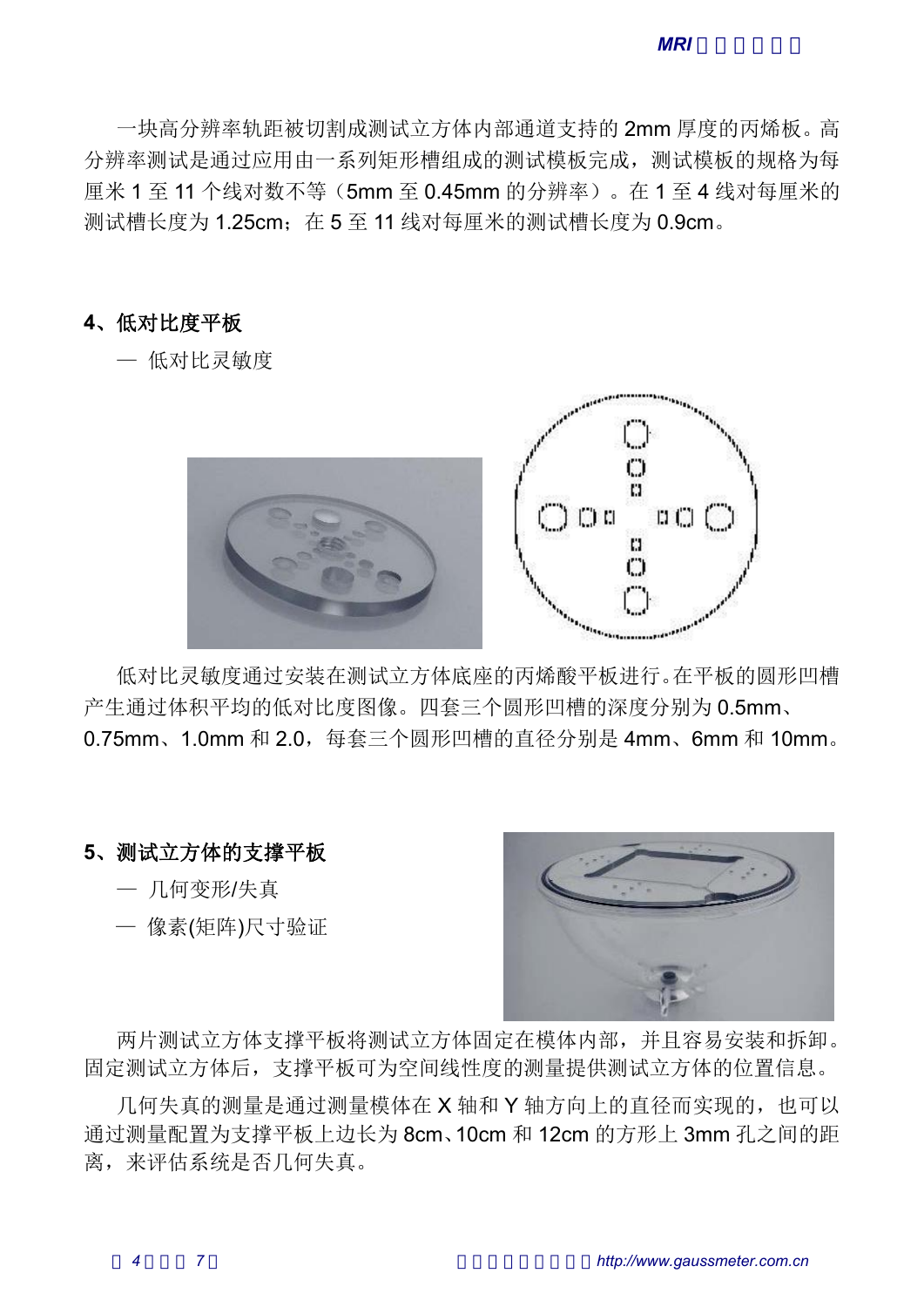一块高分辨率轨距被切割成测试立方体内部通道支持的 2mm 厚度的丙烯板。高分辨率测试是通过应用由一系列矩形槽组成的测试模板完成，测试模板的规格为每厘米 1 至 11 个线对数不等（5mm 至 0.45mm 的分辨率）。在 1 至 4 线对每厘米的测试槽长度为 1.25cm；在 5 至 11 线对每厘米的测试槽长度为 0.9cm。

## 4、低对比度平板

— 低对比灵敏度

低对比灵敏度通过安装在测试立方体底座的丙烯酸平板进行。在平板的圆形凹槽产生通过体积平均的低对比度图像。四套三个圆形凹槽的深度分别为 0.5mm、0.75mm、1.0mm 和 2.0，每套三个圆形凹槽的直径分别是 4mm、6mm 和 10mm。

## 5、测试立方体的支撑平板

— 几何变形/失真

— 像素(矩阵)尺寸验证

两片测试立方体支撑平板将测试立方体固定在模体内部，并且容易安装和拆卸。固定测试立方体后，支撑平板可为空间线性度的测量提供测试立方体的位置信息。

几何失真的测量是通过测量模体在 X 轴和 Y 轴方向上的直径而实现的，也可以通过测量配置为支撑平板上边长为 8cm、10cm 和 12cm 的方形上 3mm 孔之间的距离，来评估系统是否几何失真。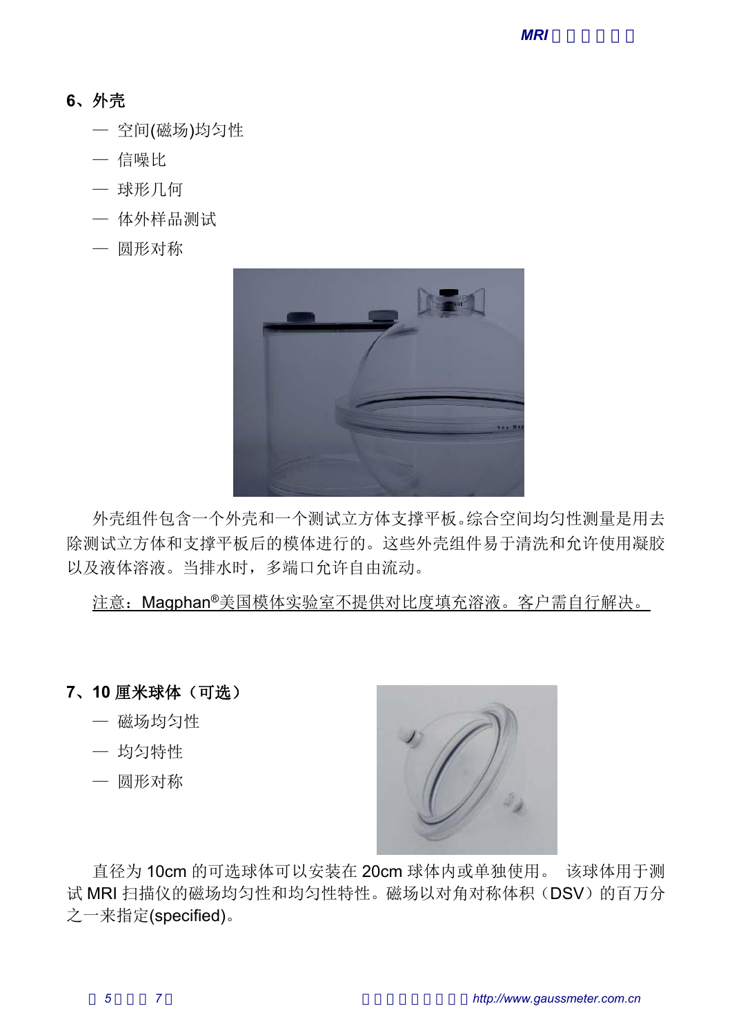## 6、外壳

— 空间(磁场)均匀性

— 信噪比

— 球形几何

— 体外样品测试

— 圆形对称

外壳组件包含一个外壳和一个测试立方体支撑平板。综合空间均匀性测量是用去除测试立方体和支撑平板后的模体进行的。这些外壳组件易于清洗和允许使用凝胶以及液体溶液。当排水时，多端口允许自由流动。

<u>注意：Magphan®美国模体实验室不提供对比度填充溶液。客户需自行解决。</u>

## 7、10 厘米球体（可选）

— 磁场均匀性

— 均匀特性

— 圆形对称

直径为 10cm 的可选球体可以安装在 20cm 球体内或单独使用。 该球体用于测试 MRI 扫描仪的磁场均匀性和均匀性特性。磁场以对角对称体积（DSV）的百万分之一来指定(specified)。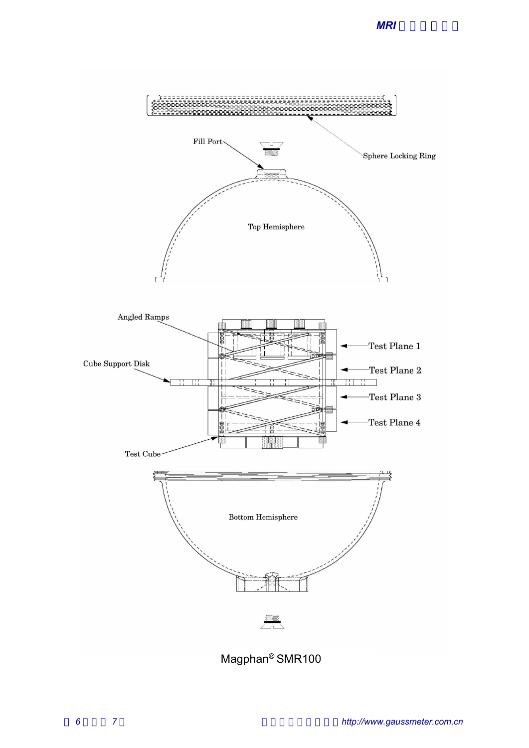Fill Port

Sphere Locking Ring

Top Hemisphere

Angled Ramps

Cube Support Disk

Test Plane 1

Test Plane 2

Test Plane 3

Test Plane 4

Test Cube

Bottom Hemisphere

Magphan® SMR100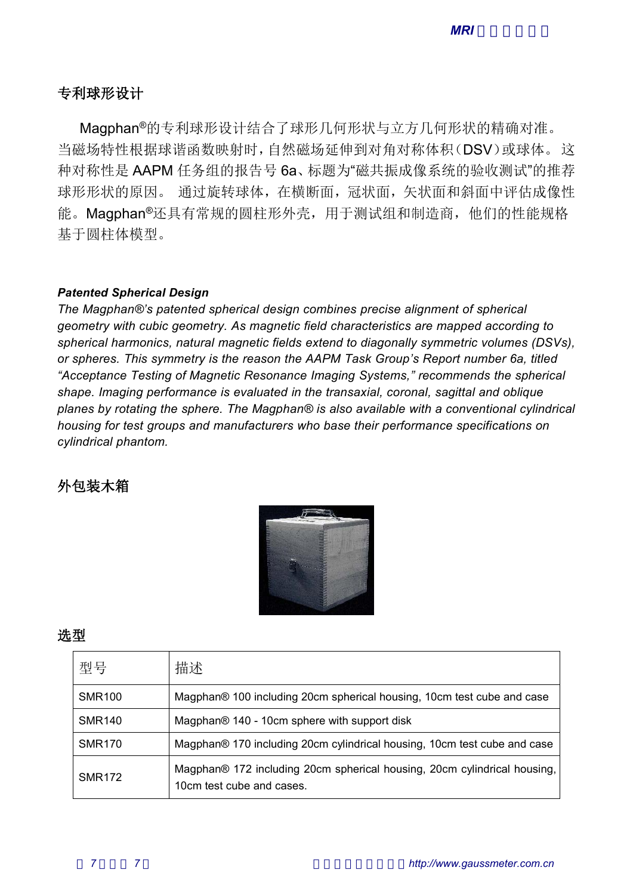## 专利球形设计

Magphan®的专利球形设计结合了球形几何形状与立方几何形状的精确对准。当磁场特性根据球谐函数映射时，自然磁场延伸到对角对称体积（DSV）或球体。这种对称性是 AAPM 任务组的报告号 6a、标题为“磁共振成像系统的验收测试”的推荐球形形状的原因。 通过旋转球体，在横断面，冠状面，矢状面和斜面中评估成像性能。Magphan®还具有常规的圆柱形外壳，用于测试组和制造商，他们的性能规格基于圆柱体模型。

***Patented Spherical Design***

*The Magphan®'s patented spherical design combines precise alignment of spherical geometry with cubic geometry. As magnetic field characteristics are mapped according to spherical harmonics, natural magnetic fields extend to diagonally symmetric volumes (DSVs), or spheres. This symmetry is the reason the AAPM Task Group's Report number 6a, titled "Acceptance Testing of Magnetic Resonance Imaging Systems," recommends the spherical shape. Imaging performance is evaluated in the transaxial, coronal, sagittal and oblique planes by rotating the sphere. The Magphan® is also available with a conventional cylindrical housing for test groups and manufacturers who base their performance specifications on cylindrical phantom.*

## 外包装木箱

## 选型

| 型号 | 描述 |
|---|---|
| SMR100 | Magphan® 100 including 20cm spherical housing, 10cm test cube and case |
| SMR140 | Magphan® 140 - 10cm sphere with support disk |
| SMR170 | Magphan® 170 including 20cm cylindrical housing, 10cm test cube and case |
| SMR172 | Magphan® 172 including 20cm spherical housing, 20cm cylindrical housing, 10cm test cube and cases. |